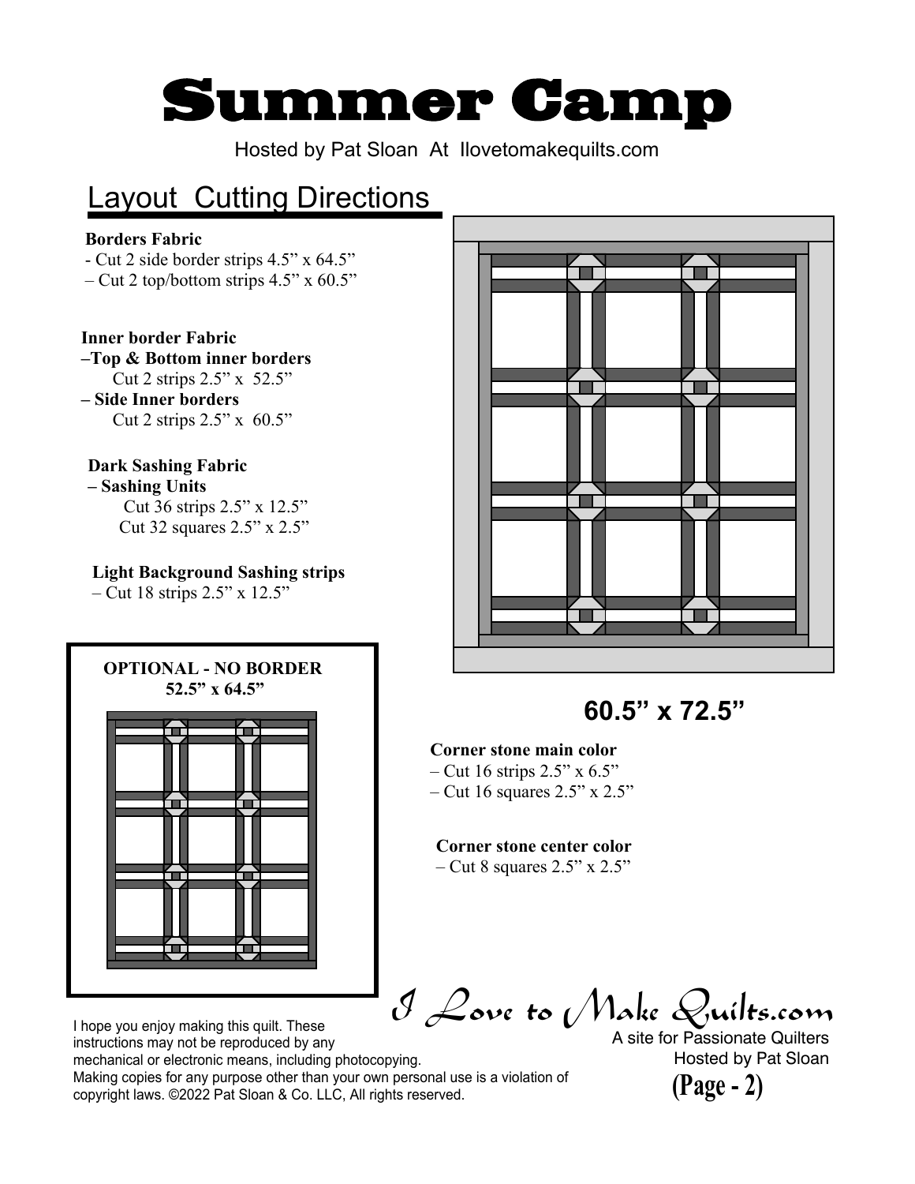# Summer Camp

Hosted by Pat Sloan At Ilovetomakequilts.com

## Layout Cutting Directions

**Borders Fabric**

- Cut 2 side border strips 4.5" x 64.5"
- Cut 2 top/bottom strips 4.5" x 60.5"

**Inner border Fabric**

**–Top & Bottom inner borders**

Cut 2 strips 2.5" x 52.5"

**– Side Inner borders**

Cut 2 strips 2.5" x 60.5"

**Dark Sashing Fabric**

**– Sashing Units**

Cut 36 strips 2.5" x 12.5"

Cut 32 squares 2.5" x 2.5"

**Light Background Sashing strips**

– Cut 18 strips 2.5" x 12.5"

**OPTIONAL - NO BORDER**
**52.5" x 64.5"**

**60.5" x 72.5"**

**Corner stone main color**

– Cut 16 strips 2.5" x 6.5"

– Cut 16 squares 2.5" x 2.5"

**Corner stone center color**

– Cut 8 squares 2.5" x 2.5"

*I Love to Make Quilts.com*

A site for Passionate Quilters
Hosted by Pat Sloan

I hope you enjoy making this quilt. These instructions may not be reproduced by any mechanical or electronic means, including photocopying. Making copies for any purpose other than your own personal use is a violation of copyright laws. ©2022 Pat Sloan & Co. LLC, All rights reserved.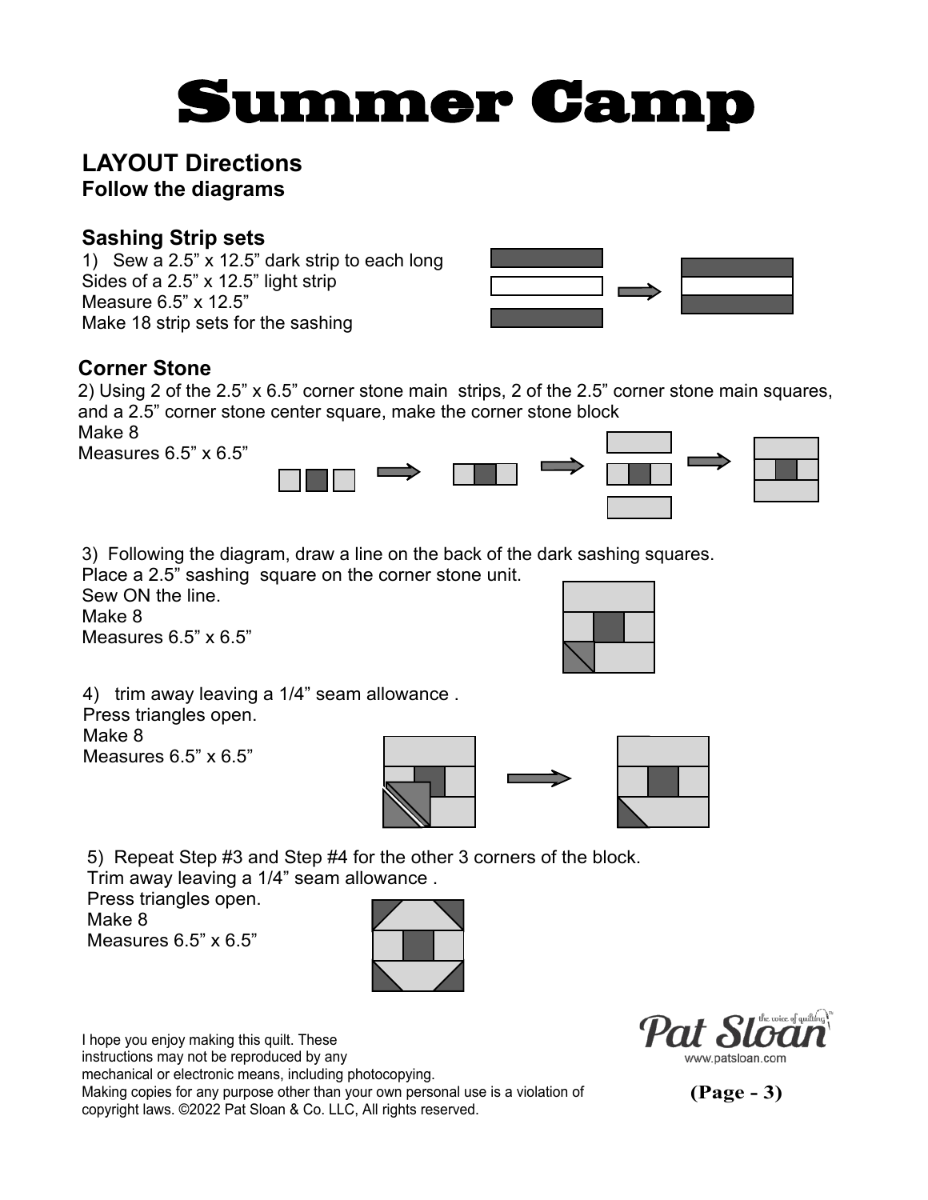# Summer Camp

## LAYOUT Directions

### Follow the diagrams

### Sashing Strip sets

1) Sew a 2.5" x 12.5" dark strip to each long Sides of a 2.5" x 12.5" light strip
Measure 6.5" x 12.5"
Make 18 strip sets for the sashing

### Corner Stone

2) Using 2 of the 2.5" x 6.5" corner stone main strips, 2 of the 2.5" corner stone main squares, and a 2.5" corner stone center square, make the corner stone block
Make 8
Measures 6.5" x 6.5"

3) Following the diagram, draw a line on the back of the dark sashing squares.
Place a 2.5" sashing square on the corner stone unit.
Sew ON the line.
Make 8
Measures 6.5" x 6.5"

4) trim away leaving a 1/4" seam allowance .
Press triangles open.
Make 8
Measures 6.5" x 6.5"

5) Repeat Step #3 and Step #4 for the other 3 corners of the block.
Trim away leaving a 1/4" seam allowance .
Press triangles open.
Make 8
Measures 6.5" x 6.5"

I hope you enjoy making this quilt. These instructions may not be reproduced by any mechanical or electronic means, including photocopying.
Making copies for any purpose other than your own personal use is a violation of copyright laws. ©2022 Pat Sloan & Co. LLC, All rights reserved.

Pat Sloan
www.patsloan.com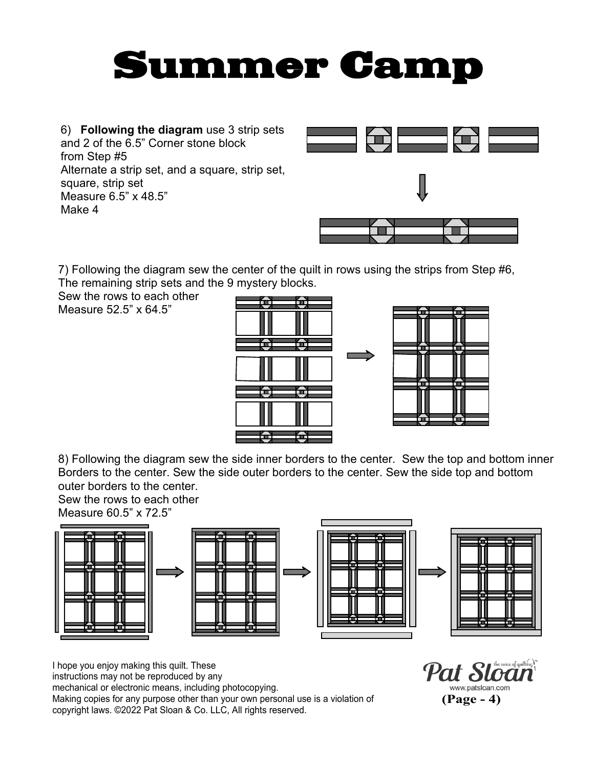# Summer Camp

6) **Following the diagram** use 3 strip sets and 2 of the 6.5" Corner stone block from Step #5
Alternate a strip set, and a square, strip set, square, strip set
Measure 6.5" x 48.5"
Make 4

7) Following the diagram sew the center of the quilt in rows using the strips from Step #6, The remaining strip sets and the 9 mystery blocks.
Sew the rows to each other
Measure 52.5" x 64.5"

8) Following the diagram sew the side inner borders to the center. Sew the top and bottom inner Borders to the center. Sew the side outer borders to the center. Sew the side top and bottom outer borders to the center.
Sew the rows to each other
Measure 60.5" x 72.5"

I hope you enjoy making this quilt. These instructions may not be reproduced by any mechanical or electronic means, including photocopying.
Making copies for any purpose other than your own personal use is a violation of copyright laws. ©2022 Pat Sloan & Co. LLC, All rights reserved.

Pat Sloan
www.patsloan.com